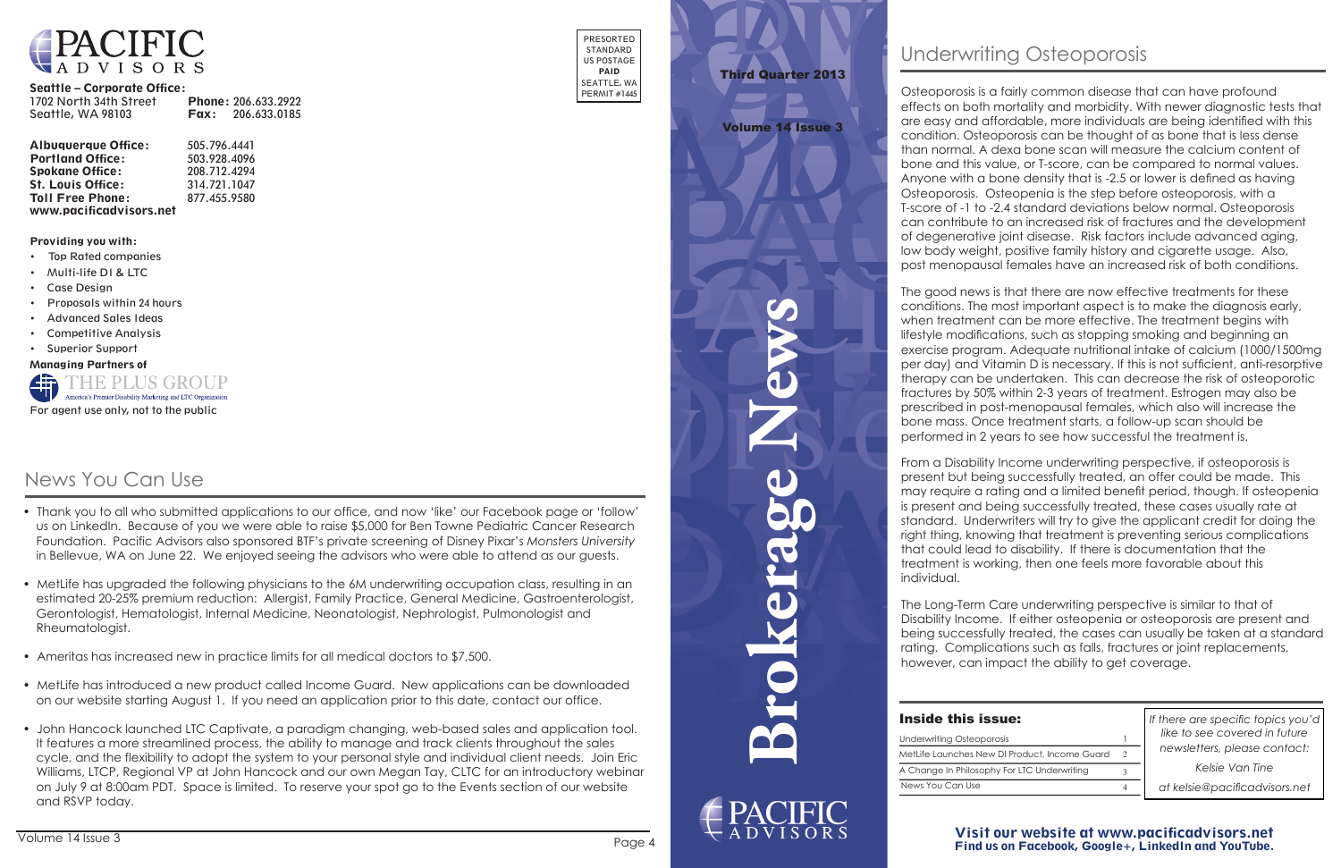# PACIFIC ADVISORS

**Seattle – Corporate Office:**
1702 North 34th Street
Seattle, WA 98103
**Phone:** 206.633.2922
**Fax:** 206.633.0185

**Albuquerque Office:** 505.796.4441
**Portland Office:** 503.928.4096
**Spokane Office:** 208.712.4294
**St. Louis Office:** 314.721.1047
**Toll Free Phone:** 877.455.9580
**www.pacificadvisors.net**

**Providing you with:**

- Top Rated companies
- Multi-life DI & LTC
- Case Design
- Proposals within 24 hours
- Advanced Sales Ideas
- Competitive Analysis
- Superior Support

**Managing Partners of**
THE PLUS GROUP
America's Premier Disability Marketing and LTC Organization

For agent use only, not to the public

PRESORTED STANDARD US POSTAGE **PAID** SEATTLE, WA PERMIT #1445

## News You Can Use

- Thank you to all who submitted applications to our office, and now 'like' our Facebook page or 'follow' us on LinkedIn. Because of you we were able to raise $5,000 for Ben Towne Pediatric Cancer Research Foundation. Pacific Advisors also sponsored BTF's private screening of Disney Pixar's *Monsters University* in Bellevue, WA on June 22. We enjoyed seeing the advisors who were able to attend as our guests.
- MetLife has upgraded the following physicians to the 6M underwriting occupation class, resulting in an estimated 20-25% premium reduction: Allergist, Family Practice, General Medicine, Gastroenterologist, Gerontologist, Hematologist, Internal Medicine, Neonatologist, Nephrologist, Pulmonologist and Rheumatologist.
- Ameritas has increased new in practice limits for all medical doctors to $7,500.
- MetLife has introduced a new product called Income Guard. New applications can be downloaded on our website starting August 1. If you need an application prior to this date, contact our office.
- John Hancock launched LTC Captivate, a paradigm changing, web-based sales and application tool. It features a more streamlined process, the ability to manage and track clients throughout the sales cycle, and the flexibility to adopt the system to your personal style and individual client needs. Join Eric Williams, LTCP, Regional VP at John Hancock and our own Megan Tay, CLTC for an introductory webinar on July 9 at 8:00am PDT. Space is limited. To reserve your spot go to the Events section of our website and RSVP today.

**Third Quarter 2013**

**Volume 14 Issue 3**

# Brokerage News

PACIFIC ADVISORS

## Underwriting Osteoporosis

Osteoporosis is a fairly common disease that can have profound effects on both mortality and morbidity. With newer diagnostic tests that are easy and affordable, more individuals are being identified with this condition. Osteoporosis can be thought of as bone that is less dense than normal. A dexa bone scan will measure the calcium content of bone and this value, or T-score, can be compared to normal values. Anyone with a bone density that is -2.5 or lower is defined as having Osteoporosis. Osteopenia is the step before osteoporosis, with a T-score of -1 to -2.4 standard deviations below normal. Osteoporosis can contribute to an increased risk of fractures and the development of degenerative joint disease. Risk factors include advanced aging, low body weight, positive family history and cigarette usage. Also, post menopausal females have an increased risk of both conditions.

The good news is that there are now effective treatments for these conditions. The most important aspect is to make the diagnosis early, when treatment can be more effective. The treatment begins with lifestyle modifications, such as stopping smoking and beginning an exercise program. Adequate nutritional intake of calcium (1000/1500mg per day) and Vitamin D is necessary. If this is not sufficient, anti-resorptive therapy can be undertaken. This can decrease the risk of osteoporotic fractures by 50% within 2-3 years of treatment. Estrogen may also be prescribed in post-menopausal females, which also will increase the bone mass. Once treatment starts, a follow-up scan should be performed in 2 years to see how successful the treatment is.

From a Disability Income underwriting perspective, if osteoporosis is present but being successfully treated, an offer could be made. This may require a rating and a limited benefit period, though. If osteopenia is present and being successfully treated, these cases usually rate at standard. Underwriters will try to give the applicant credit for doing the right thing, knowing that treatment is preventing serious complications that could lead to disability. If there is documentation that the treatment is working, then one feels more favorable about this individual.

The Long-Term Care underwriting perspective is similar to that of Disability Income. If either osteopenia or osteoporosis are present and being successfully treated, the cases can usually be taken at a standard rating. Complications such as falls, fractures or joint replacements, however, can impact the ability to get coverage.

### Inside this issue:

| Article | Page |
|---|---|
| Underwriting Osteoporosis | 1 |
| MetLife Launches New DI Product, Income Guard | 2 |
| A Change In Philosophy For LTC Underwriting | 3 |
| News You Can Use | 4 |

*If there are specific topics you'd like to see covered in future newsletters, please contact:*

*Kelsie Van Tine*

*at kelsie@pacificadvisors.net*

**Visit our website at www.pacificadvisors.net**
**Find us on Facebook, Google+, LinkedIn and YouTube.**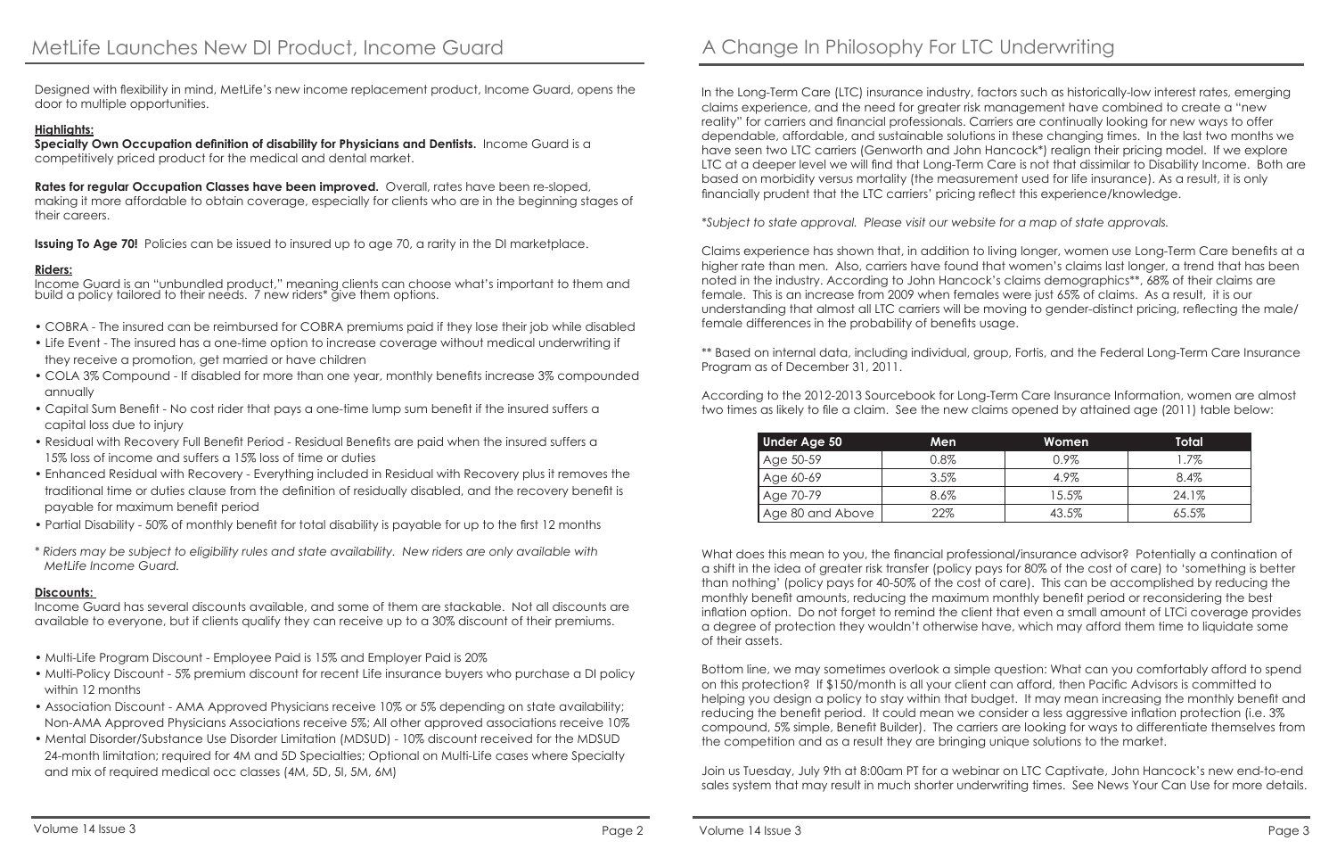# MetLife Launches New DI Product, Income Guard

Designed with flexibility in mind, MetLife's new income replacement product, Income Guard, opens the door to multiple opportunities.

**Highlights:**

**Specialty Own Occupation definition of disability for Physicians and Dentists.** Income Guard is a competitively priced product for the medical and dental market.

**Rates for regular Occupation Classes have been improved.** Overall, rates have been re-sloped, making it more affordable to obtain coverage, especially for clients who are in the beginning stages of their careers.

**Issuing To Age 70!** Policies can be issued to insured up to age 70, a rarity in the DI marketplace.

**Riders:**

Income Guard is an "unbundled product," meaning clients can choose what's important to them and build a policy tailored to their needs. 7 new riders* give them options.

- COBRA - The insured can be reimbursed for COBRA premiums paid if they lose their job while disabled
- Life Event - The insured has a one-time option to increase coverage without medical underwriting if they receive a promotion, get married or have children
- COLA 3% Compound - If disabled for more than one year, monthly benefits increase 3% compounded annually
- Capital Sum Benefit - No cost rider that pays a one-time lump sum benefit if the insured suffers a capital loss due to injury
- Residual with Recovery Full Benefit Period - Residual Benefits are paid when the insured suffers a 15% loss of income and suffers a 15% loss of time or duties
- Enhanced Residual with Recovery - Everything included in Residual with Recovery plus it removes the traditional time or duties clause from the definition of residually disabled, and the recovery benefit is payable for maximum benefit period
- Partial Disability - 50% of monthly benefit for total disability is payable for up to the first 12 months

*\* Riders may be subject to eligibility rules and state availability. New riders are only available with MetLife Income Guard.*

**Discounts:**

Income Guard has several discounts available, and some of them are stackable. Not all discounts are available to everyone, but if clients qualify they can receive up to a 30% discount of their premiums.

- Multi-Life Program Discount - Employee Paid is 15% and Employer Paid is 20%
- Multi-Policy Discount - 5% premium discount for recent Life insurance buyers who purchase a DI policy within 12 months
- Association Discount - AMA Approved Physicians receive 10% or 5% depending on state availability; Non-AMA Approved Physicians Associations receive 5%; All other approved associations receive 10%
- Mental Disorder/Substance Use Disorder Limitation (MDSUD) - 10% discount received for the MDSUD 24-month limitation; required for 4M and 5D Specialties; Optional on Multi-Life cases where Specialty and mix of required medical occ classes (4M, 5D, 5I, 5M, 6M)

# A Change In Philosophy For LTC Underwriting

In the Long-Term Care (LTC) insurance industry, factors such as historically-low interest rates, emerging claims experience, and the need for greater risk management have combined to create a "new reality" for carriers and financial professionals. Carriers are continually looking for new ways to offer dependable, affordable, and sustainable solutions in these changing times. In the last two months we have seen two LTC carriers (Genworth and John Hancock*) realign their pricing model. If we explore LTC at a deeper level we will find that Long-Term Care is not that dissimilar to Disability Income. Both are based on morbidity versus mortality (the measurement used for life insurance). As a result, it is only financially prudent that the LTC carriers' pricing reflect this experience/knowledge.

*\*Subject to state approval. Please visit our website for a map of state approvals.*

Claims experience has shown that, in addition to living longer, women use Long-Term Care benefits at a higher rate than men. Also, carriers have found that women's claims last longer, a trend that has been noted in the industry. According to John Hancock's claims demographics**, 68% of their claims are female. This is an increase from 2009 when females were just 65% of claims. As a result, it is our understanding that almost all LTC carriers will be moving to gender-distinct pricing, reflecting the male/female differences in the probability of benefits usage.

** Based on internal data, including individual, group, Fortis, and the Federal Long-Term Care Insurance Program as of December 31, 2011.

According to the 2012-2013 Sourcebook for Long-Term Care Insurance Information, women are almost two times as likely to file a claim. See the new claims opened by attained age (2011) table below:

| Under Age 50 | Men | Women | Total |
|---|---|---|---|
| Age 50-59 | 0.8% | 0.9% | 1.7% |
| Age 60-69 | 3.5% | 4.9% | 8.4% |
| Age 70-79 | 8.6% | 15.5% | 24.1% |
| Age 80 and Above | 22% | 43.5% | 65.5% |

What does this mean to you, the financial professional/insurance advisor? Potentially a contination of a shift in the idea of greater risk transfer (policy pays for 80% of the cost of care) to 'something is better than nothing' (policy pays for 40-50% of the cost of care). This can be accomplished by reducing the monthly benefit amounts, reducing the maximum monthly benefit period or reconsidering the best inflation option. Do not forget to remind the client that even a small amount of LTCi coverage provides a degree of protection they wouldn't otherwise have, which may afford them time to liquidate some of their assets.

Bottom line, we may sometimes overlook a simple question: What can you comfortably afford to spend on this protection? If $150/month is all your client can afford, then Pacific Advisors is committed to helping you design a policy to stay within that budget. It may mean increasing the monthly benefit and reducing the benefit period. It could mean we consider a less aggressive inflation protection (i.e. 3% compound, 5% simple, Benefit Builder). The carriers are looking for ways to differentiate themselves from the competition and as a result they are bringing unique solutions to the market.

Join us Tuesday, July 9th at 8:00am PT for a webinar on LTC Captivate, John Hancock's new end-to-end sales system that may result in much shorter underwriting times. See News Your Can Use for more details.